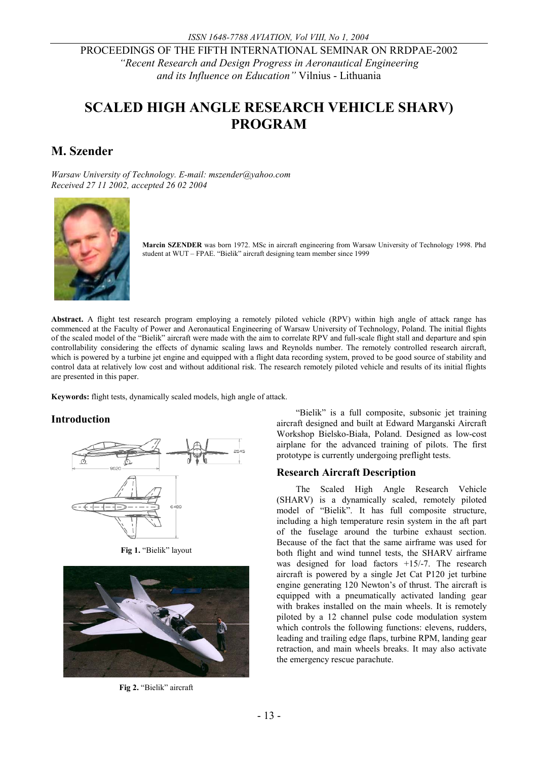PROCEEDINGS OF THE FIFTH INTERNATIONAL SEMINAR ON RRDPAE-2002
*"Recent Research and Design Progress in Aeronautical Engineering and its Influence on Education"* Vilnius - Lithuania

# SCALED HIGH ANGLE RESEARCH VEHICLE SHARV) PROGRAM

## M. Szender

*Warsaw University of Technology. E-mail: mszender@yahoo.com*
*Received 27 11 2002, accepted 26 02 2004*

**Marcin SZENDER** was born 1972. MSc in aircraft engineering from Warsaw University of Technology 1998. Phd student at WUT – FPAE. "Bielik" aircraft designing team member since 1999

**Abstract.** A flight test research program employing a remotely piloted vehicle (RPV) within high angle of attack range has commenced at the Faculty of Power and Aeronautical Engineering of Warsaw University of Technology, Poland. The initial flights of the scaled model of the "Bielik" aircraft were made with the aim to correlate RPV and full-scale flight stall and departure and spin controllability considering the effects of dynamic scaling laws and Reynolds number. The remotely controlled research aircraft, which is powered by a turbine jet engine and equipped with a flight data recording system, proved to be good source of stability and control data at relatively low cost and without additional risk. The research remotely piloted vehicle and results of its initial flights are presented in this paper.

**Keywords:** flight tests, dynamically scaled models, high angle of attack.

## Introduction

**Fig 1.** "Bielik" layout

**Fig 2.** "Bielik" aircraft

"Bielik" is a full composite, subsonic jet training aircraft designed and built at Edward Marganski Aircraft Workshop Bielsko-Biała, Poland. Designed as low-cost airplane for the advanced training of pilots. The first prototype is currently undergoing preflight tests.

## Research Aircraft Description

The Scaled High Angle Research Vehicle (SHARV) is a dynamically scaled, remotely piloted model of "Bielik". It has full composite structure, including a high temperature resin system in the aft part of the fuselage around the turbine exhaust section. Because of the fact that the same airframe was used for both flight and wind tunnel tests, the SHARV airframe was designed for load factors +15/-7. The research aircraft is powered by a single Jet Cat P120 jet turbine engine generating 120 Newton's of thrust. The aircraft is equipped with a pneumatically activated landing gear with brakes installed on the main wheels. It is remotely piloted by a 12 channel pulse code modulation system which controls the following functions: elevens, rudders, leading and trailing edge flaps, turbine RPM, landing gear retraction, and main wheels breaks. It may also activate the emergency rescue parachute.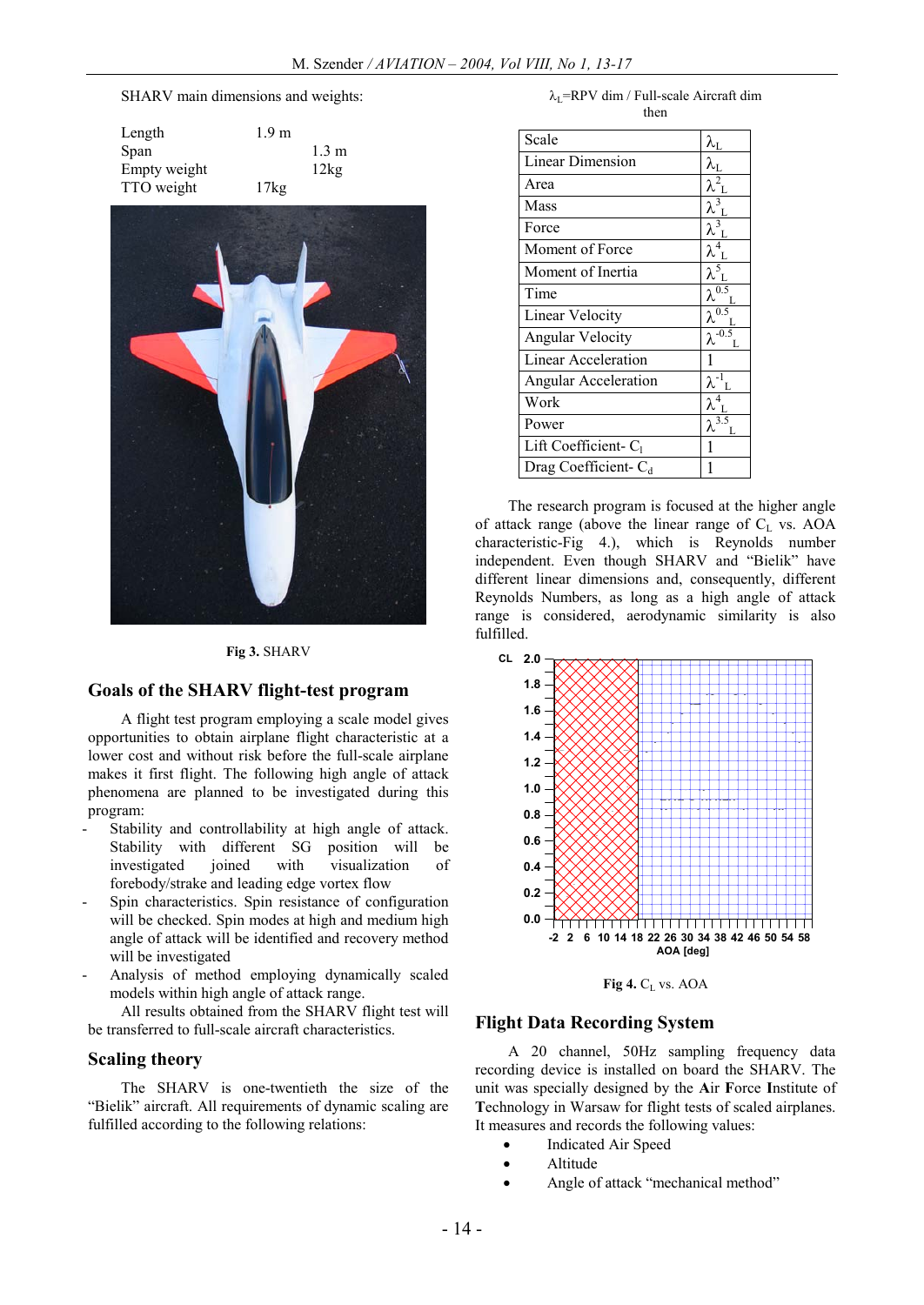SHARV main dimensions and weights:

| | |
|---|---|
| Length | 1.9 m |
| Span | 1.3 m |
| Empty weight | 12kg |
| TTO weight | 17kg |

Fig 3. SHARV

## Goals of the SHARV flight-test program

A flight test program employing a scale model gives opportunities to obtain airplane flight characteristic at a lower cost and without risk before the full-scale airplane makes it first flight. The following high angle of attack phenomena are planned to be investigated during this program:

- Stability and controllability at high angle of attack. Stability with different SG position will be investigated joined with visualization of forebody/strake and leading edge vortex flow
- Spin characteristics. Spin resistance of configuration will be checked. Spin modes at high and medium high angle of attack will be identified and recovery method will be investigated
- Analysis of method employing dynamically scaled models within high angle of attack range.

All results obtained from the SHARV flight test will be transferred to full-scale aircraft characteristics.

## Scaling theory

The SHARV is one-twentieth the size of the "Bielik" aircraft. All requirements of dynamic scaling are fulfilled according to the following relations:

$\lambda_L$=RPV dim / Full-scale Aircraft dim

then

| Scale | $\lambda_L$ |
|---|---|
| Linear Dimension | $\lambda_L$ |
| Area | $\lambda^2_L$ |
| Mass | $\lambda^3_L$ |
| Force | $\lambda^3_L$ |
| Moment of Force | $\lambda^4_L$ |
| Moment of Inertia | $\lambda^5_L$ |
| Time | $\lambda^{0.5}_L$ |
| Linear Velocity | $\lambda^{0.5}_L$ |
| Angular Velocity | $\lambda^{-0.5}_L$ |
| Linear Acceleration | 1 |
| Angular Acceleration | $\lambda^{-1}_L$ |
| Work | $\lambda^4_L$ |
| Power | $\lambda^{3.5}_L$ |
| Lift Coefficient- $C_l$ | 1 |
| Drag Coefficient- $C_d$ | 1 |

The research program is focused at the higher angle of attack range (above the linear range of $C_L$ vs. AOA characteristic-Fig 4.), which is Reynolds number independent. Even though SHARV and "Bielik" have different linear dimensions and, consequently, different Reynolds Numbers, as long as a high angle of attack range is considered, aerodynamic similarity is also fulfilled.

Fig 4. $C_L$ vs. AOA

## Flight Data Recording System

A 20 channel, 50Hz sampling frequency data recording device is installed on board the SHARV. The unit was specially designed by the **A**ir **F**orce **I**nstitute of **T**echnology in Warsaw for flight tests of scaled airplanes. It measures and records the following values:

- Indicated Air Speed
- Altitude
- Angle of attack "mechanical method"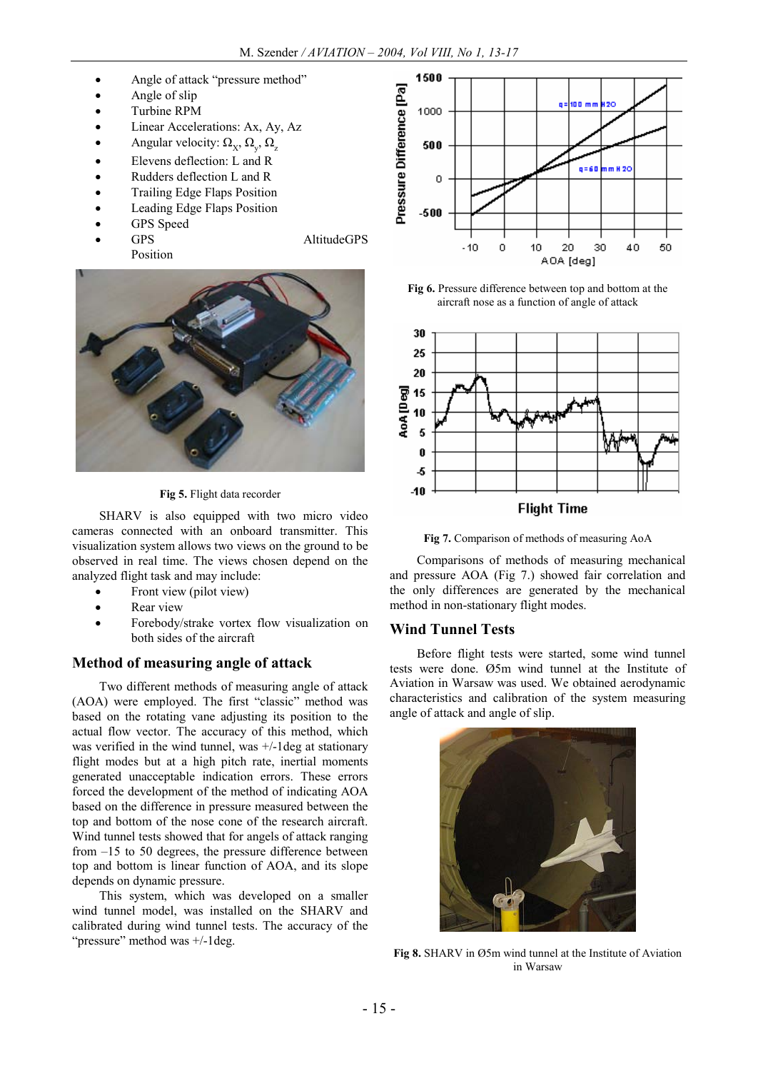- Angle of attack "pressure method"
- Angle of slip
- Turbine RPM
- Linear Accelerations: Ax, Ay, Az
- Angular velocity: $\Omega_x$, $\Omega_y$, $\Omega_z$
- Elevens deflection: L and R
- Rudders deflection L and R
- Trailing Edge Flaps Position
- Leading Edge Flaps Position
- GPS Speed
- GPS Position AltitudeGPS

**Fig 5.** Flight data recorder

SHARV is also equipped with two micro video cameras connected with an onboard transmitter. This visualization system allows two views on the ground to be observed in real time. The views chosen depend on the analyzed flight task and may include:

- Front view (pilot view)
- Rear view
- Forebody/strake vortex flow visualization on both sides of the aircraft

## Method of measuring angle of attack

Two different methods of measuring angle of attack (AOA) were employed. The first "classic" method was based on the rotating vane adjusting its position to the actual flow vector. The accuracy of this method, which was verified in the wind tunnel, was +/-1deg at stationary flight modes but at a high pitch rate, inertial moments generated unacceptable indication errors. These errors forced the development of the method of indicating AOA based on the difference in pressure measured between the top and bottom of the nose cone of the research aircraft. Wind tunnel tests showed that for angels of attack ranging from –15 to 50 degrees, the pressure difference between top and bottom is linear function of AOA, and its slope depends on dynamic pressure.

This system, which was developed on a smaller wind tunnel model, was installed on the SHARV and calibrated during wind tunnel tests. The accuracy of the "pressure" method was +/-1deg.

**Fig 6.** Pressure difference between top and bottom at the aircraft nose as a function of angle of attack

**Fig 7.** Comparison of methods of measuring AoA

Comparisons of methods of measuring mechanical and pressure AOA (Fig 7.) showed fair correlation and the only differences are generated by the mechanical method in non-stationary flight modes.

## Wind Tunnel Tests

Before flight tests were started, some wind tunnel tests were done. Ø5m wind tunnel at the Institute of Aviation in Warsaw was used. We obtained aerodynamic characteristics and calibration of the system measuring angle of attack and angle of slip.

**Fig 8.** SHARV in Ø5m wind tunnel at the Institute of Aviation in Warsaw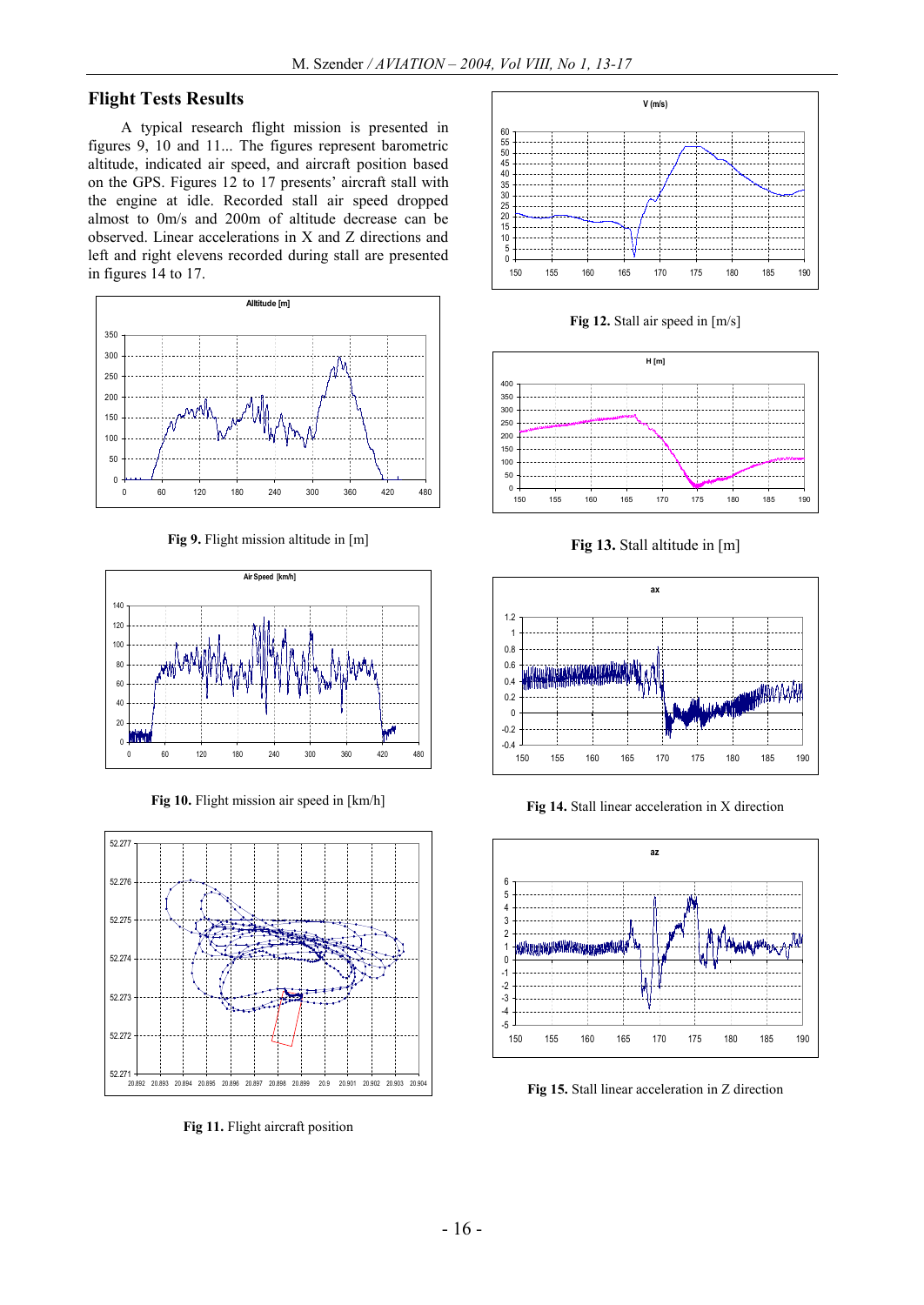## Flight Tests Results

A typical research flight mission is presented in figures 9, 10 and 11... The figures represent barometric altitude, indicated air speed, and aircraft position based on the GPS. Figures 12 to 17 presents' aircraft stall with the engine at idle. Recorded stall air speed dropped almost to 0m/s and 200m of altitude decrease can be observed. Linear accelerations in X and Z directions and left and right elevens recorded during stall are presented in figures 14 to 17.

**Fig 9.** Flight mission altitude in [m]

**Fig 10.** Flight mission air speed in [km/h]

**Fig 11.** Flight aircraft position

**Fig 12.** Stall air speed in [m/s]

**Fig 13.** Stall altitude in [m]

**Fig 14.** Stall linear acceleration in X direction

**Fig 15.** Stall linear acceleration in Z direction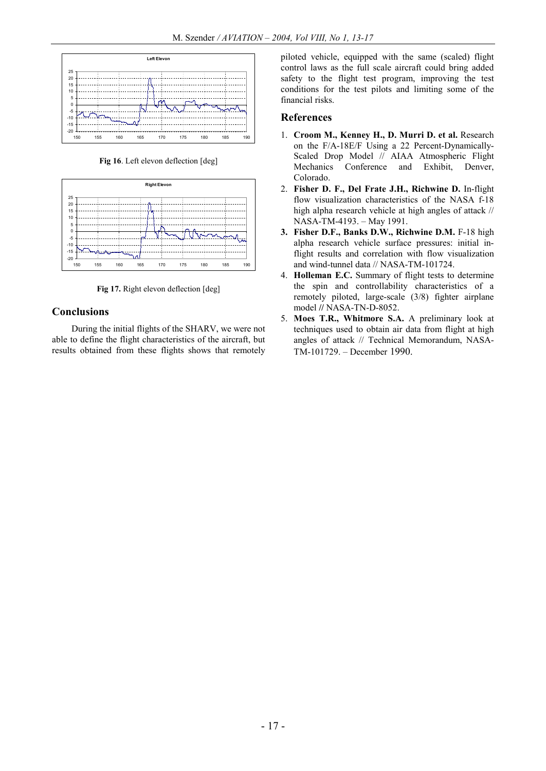Left Elevon

25
20
15
10
5
0
-5
-10
-15
-20

150 155 160 165 170 175 180 185 190

**Fig 16**. Left elevon deflection [deg]

Right Elevon

25
20
15
10
5
0
-5
-10
-15
-20

150 155 160 165 170 175 180 185 190

**Fig 17.** Right elevon deflection [deg]

## Conclusions

During the initial flights of the SHARV, we were not able to define the flight characteristics of the aircraft, but results obtained from these flights shows that remotely piloted vehicle, equipped with the same (scaled) flight control laws as the full scale aircraft could bring added safety to the flight test program, improving the test conditions for the test pilots and limiting some of the financial risks.

## References

1. **Croom M., Kenney H., D. Murri D. et al.** Research on the F/A-18E/F Using a 22 Percent-Dynamically-Scaled Drop Model // AIAA Atmospheric Flight Mechanics Conference and Exhibit, Denver, Colorado.
2. **Fisher D. F., Del Frate J.H., Richwine D.** In-flight flow visualization characteristics of the NASA f-18 high alpha research vehicle at high angles of attack // NASA-TM-4193. – May 1991.
3. **Fisher D.F., Banks D.W., Richwine D.M.** F-18 high alpha research vehicle surface pressures: initial in-flight results and correlation with flow visualization and wind-tunnel data // NASA-TM-101724.
4. **Holleman E.C.** Summary of flight tests to determine the spin and controllability characteristics of a remotely piloted, large-scale (3/8) fighter airplane model // NASA-TN-D-8052.
5. **Moes T.R., Whitmore S.A.** A preliminary look at techniques used to obtain air data from flight at high angles of attack // Technical Memorandum, NASA-TM-101729. – December 1990.